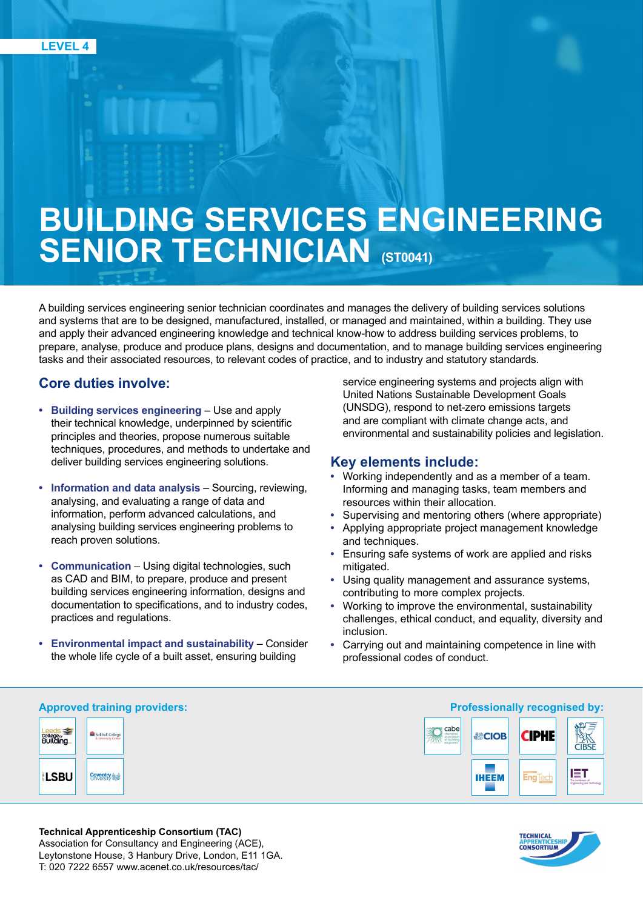LEVEL 4

# BUILDING SERVICES ENGINEERING SENIOR TECHNICIAN (ST0041)

A building services engineering senior technician coordinates and manages the delivery of building services solutions and systems that are to be designed, manufactured, installed, or managed and maintained, within a building. They use and apply their advanced engineering knowledge and technical know-how to address building services problems, to prepare, analyse, produce and produce plans, designs and documentation, and to manage building services engineering tasks and their associated resources, to relevant codes of practice, and to industry and statutory standards.

## Core duties involve:

- **Building services engineering** – Use and apply their technical knowledge, underpinned by scientific principles and theories, propose numerous suitable techniques, procedures, and methods to undertake and deliver building services engineering solutions.
- **Information and data analysis** – Sourcing, reviewing, analysing, and evaluating a range of data and information, perform advanced calculations, and analysing building services engineering problems to reach proven solutions.
- **Communication** – Using digital technologies, such as CAD and BIM, to prepare, produce and present building services engineering information, designs and documentation to specifications, and to industry codes, practices and regulations.
- **Environmental impact and sustainability** – Consider the whole life cycle of a built asset, ensuring building service engineering systems and projects align with United Nations Sustainable Development Goals (UNSDG), respond to net-zero emissions targets and are compliant with climate change acts, and environmental and sustainability policies and legislation.

## Key elements include:

- Working independently and as a member of a team. Informing and managing tasks, team members and resources within their allocation.
- Supervising and mentoring others (where appropriate)
- Applying appropriate project management knowledge and techniques.
- Ensuring safe systems of work are applied and risks mitigated.
- Using quality management and assurance systems, contributing to more complex projects.
- Working to improve the environmental, sustainability challenges, ethical conduct, and equality, diversity and inclusion.
- Carrying out and maintaining competence in line with professional codes of conduct.

**Approved training providers:**

Leeds College of Building, Solihull College & University Centre, LSBU, Coventry University

**Professionally recognised by:**

cabe, CIOB, CIPHE, CIBSE, IHEEM, EngTech, IET

**Technical Apprenticeship Consortium (TAC)**
Association for Consultancy and Engineering (ACE),
Leytonstone House, 3 Hanbury Drive, London, E11 1GA.
T: 020 7222 6557 www.acenet.co.uk/resources/tac/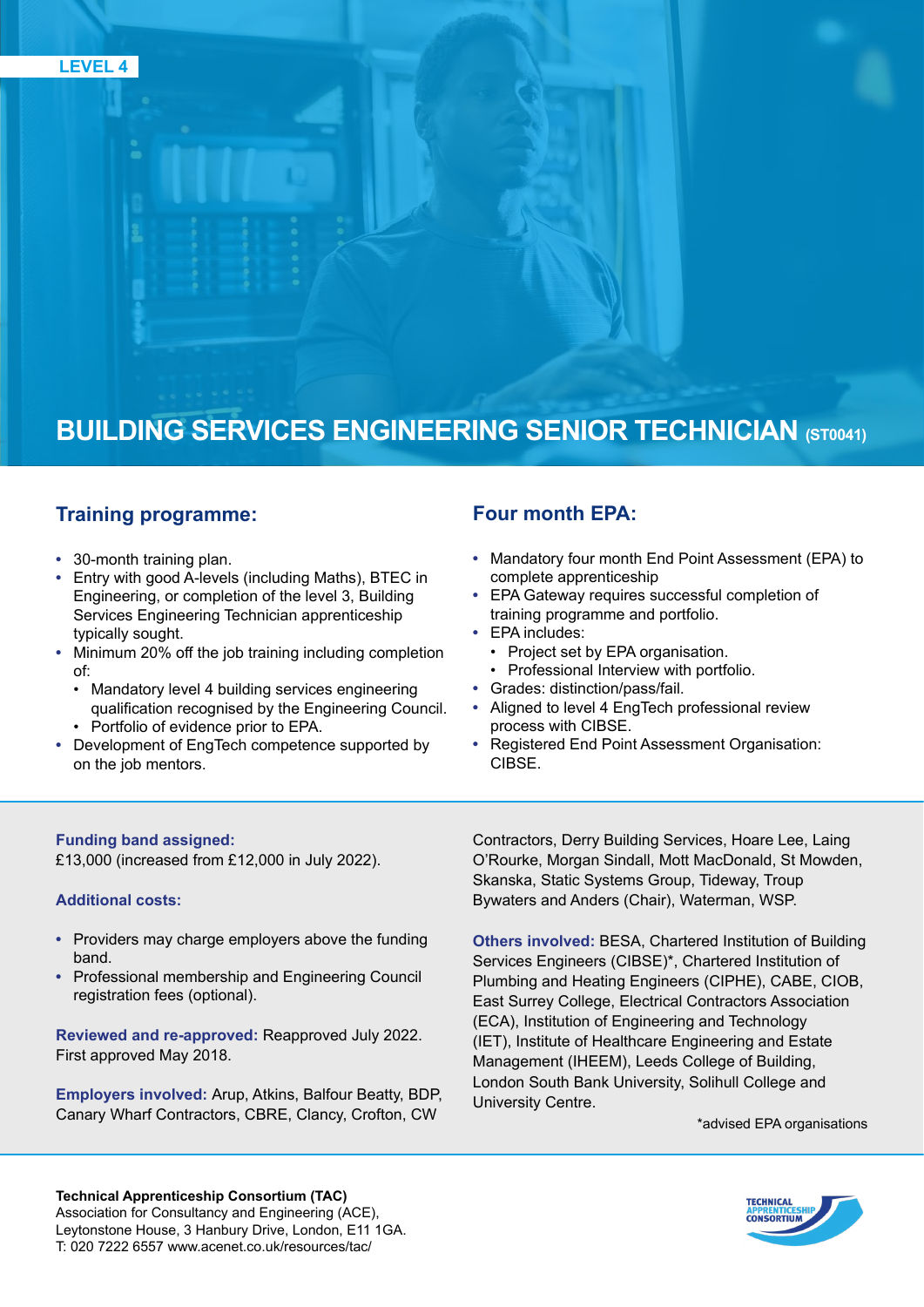LEVEL 4

# BUILDING SERVICES ENGINEERING SENIOR TECHNICIAN (ST0041)

## Training programme:

- 30-month training plan.
- Entry with good A-levels (including Maths), BTEC in Engineering, or completion of the level 3, Building Services Engineering Technician apprenticeship typically sought.
- Minimum 20% off the job training including completion of:
  - Mandatory level 4 building services engineering qualification recognised by the Engineering Council.
  - Portfolio of evidence prior to EPA.
- Development of EngTech competence supported by on the job mentors.

## Four month EPA:

- Mandatory four month End Point Assessment (EPA) to complete apprenticeship
- EPA Gateway requires successful completion of training programme and portfolio.
- EPA includes:
  - Project set by EPA organisation.
  - Professional Interview with portfolio.
- Grades: distinction/pass/fail.
- Aligned to level 4 EngTech professional review process with CIBSE.
- Registered End Point Assessment Organisation: CIBSE.

**Funding band assigned:**
£13,000 (increased from £12,000 in July 2022).

**Additional costs:**

- Providers may charge employers above the funding band.
- Professional membership and Engineering Council registration fees (optional).

**Reviewed and re-approved:** Reapproved July 2022. First approved May 2018.

**Employers involved:** Arup, Atkins, Balfour Beatty, BDP, Canary Wharf Contractors, CBRE, Clancy, Crofton, CW Contractors, Derry Building Services, Hoare Lee, Laing O'Rourke, Morgan Sindall, Mott MacDonald, St Mowden, Skanska, Static Systems Group, Tideway, Troup Bywaters and Anders (Chair), Waterman, WSP.

**Others involved:** BESA, Chartered Institution of Building Services Engineers (CIBSE)*, Chartered Institution of Plumbing and Heating Engineers (CIPHE), CABE, CIOB, East Surrey College, Electrical Contractors Association (ECA), Institution of Engineering and Technology (IET), Institute of Healthcare Engineering and Estate Management (IHEEM), Leeds College of Building, London South Bank University, Solihull College and University Centre.

*advised EPA organisations

**Technical Apprenticeship Consortium (TAC)**
Association for Consultancy and Engineering (ACE),
Leytonstone House, 3 Hanbury Drive, London, E11 1GA.
T: 020 7222 6557 www.acenet.co.uk/resources/tac/

TECHNICAL APPRENTICESHIP CONSORTIUM